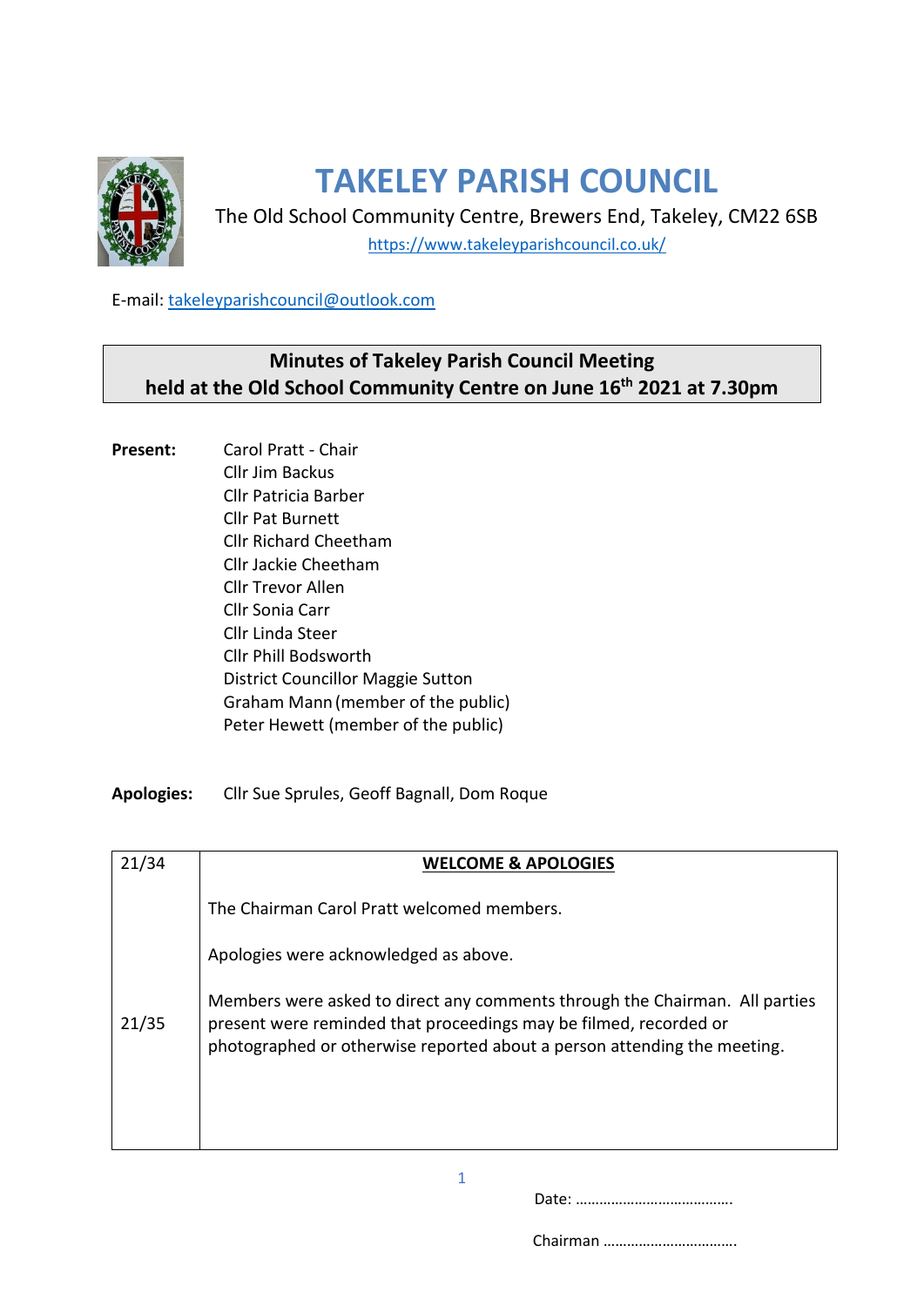# TAKELEY PARISH COUNCIL

The Old School Community Centre, Brewers End, Takeley, CM22 6SB

https://www.takeleyparishcouncil.co.uk/

E-mail: takeleyparishcouncil@outlook.com

## Minutes of Takeley Parish Council Meeting held at the Old School Community Centre on June 16th 2021 at 7.30pm

**Present:**

- Carol Pratt - Chair
- Cllr Jim Backus
- Cllr Patricia Barber
- Cllr Pat Burnett
- Cllr Richard Cheetham
- Cllr Jackie Cheetham
- Cllr Trevor Allen
- Cllr Sonia Carr
- Cllr Linda Steer
- Cllr Phill Bodsworth
- District Councillor Maggie Sutton
- Graham Mann (member of the public)
- Peter Hewett (member of the public)

**Apologies:** Cllr Sue Sprules, Geoff Bagnall, Dom Roque

| | |
|---|---|
| 21/34 | **WELCOME & APOLOGIES**<br><br>The Chairman Carol Pratt welcomed members.<br><br>Apologies were acknowledged as above. |
| 21/35 | Members were asked to direct any comments through the Chairman. All parties present were reminded that proceedings may be filmed, recorded or photographed or otherwise reported about a person attending the meeting. |

Date: ………………………………….

Chairman …………………………….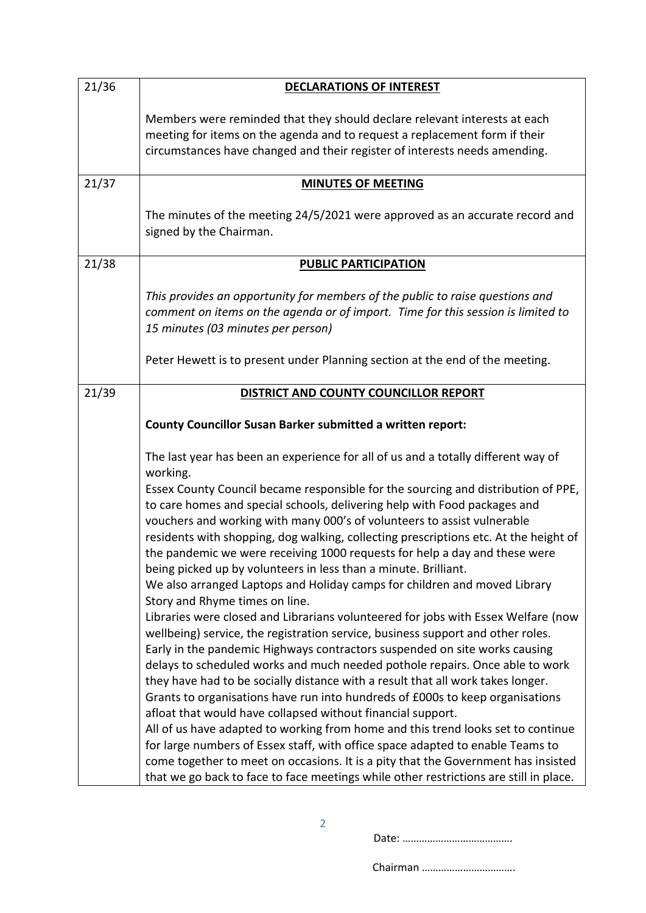| | |
|---|---|
| 21/36 | **DECLARATIONS OF INTEREST**<br><br>Members were reminded that they should declare relevant interests at each meeting for items on the agenda and to request a replacement form if their circumstances have changed and their register of interests needs amending. |
| 21/37 | **MINUTES OF MEETING**<br><br>The minutes of the meeting 24/5/2021 were approved as an accurate record and signed by the Chairman. |
| 21/38 | **PUBLIC PARTICIPATION**<br><br>*This provides an opportunity for members of the public to raise questions and comment on items on the agenda or of import. Time for this session is limited to 15 minutes (03 minutes per person)*<br><br>Peter Hewett is to present under Planning section at the end of the meeting. |
| 21/39 | **DISTRICT AND COUNTY COUNCILLOR REPORT**<br><br>**County Councillor Susan Barker submitted a written report:**<br><br>The last year has been an experience for all of us and a totally different way of working.<br>Essex County Council became responsible for the sourcing and distribution of PPE, to care homes and special schools, delivering help with Food packages and vouchers and working with many 000's of volunteers to assist vulnerable residents with shopping, dog walking, collecting prescriptions etc. At the height of the pandemic we were receiving 1000 requests for help a day and these were being picked up by volunteers in less than a minute. Brilliant.<br>We also arranged Laptops and Holiday camps for children and moved Library Story and Rhyme times on line.<br>Libraries were closed and Librarians volunteered for jobs with Essex Welfare (now wellbeing) service, the registration service, business support and other roles.<br>Early in the pandemic Highways contractors suspended on site works causing delays to scheduled works and much needed pothole repairs. Once able to work they have had to be socially distance with a result that all work takes longer.<br>Grants to organisations have run into hundreds of £000s to keep organisations afloat that would have collapsed without financial support.<br>All of us have adapted to working from home and this trend looks set to continue for large numbers of Essex staff, with office space adapted to enable Teams to come together to meet on occasions. It is a pity that the Government has insisted that we go back to face to face meetings while other restrictions are still in place. |

Date: ………………………………….

Chairman …………………………….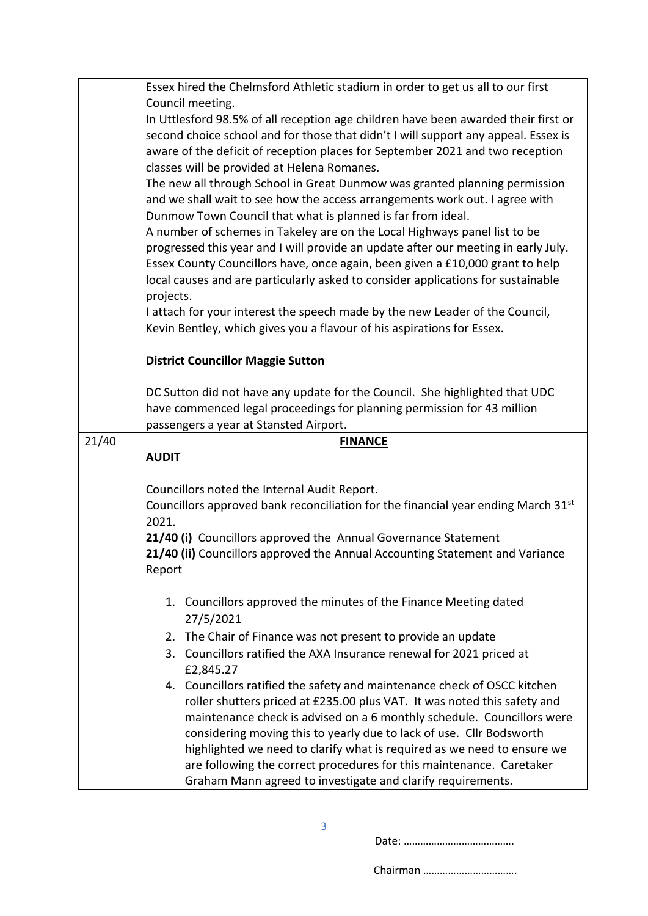| | |
|---|---|
| | Essex hired the Chelmsford Athletic stadium in order to get us all to our first Council meeting.<br>In Uttlesford 98.5% of all reception age children have been awarded their first or second choice school and for those that didn't I will support any appeal. Essex is aware of the deficit of reception places for September 2021 and two reception classes will be provided at Helena Romanes.<br>The new all through School in Great Dunmow was granted planning permission and we shall wait to see how the access arrangements work out. I agree with Dunmow Town Council that what is planned is far from ideal.<br>A number of schemes in Takeley are on the Local Highways panel list to be progressed this year and I will provide an update after our meeting in early July.<br>Essex County Councillors have, once again, been given a £10,000 grant to help local causes and are particularly asked to consider applications for sustainable projects.<br>I attach for your interest the speech made by the new Leader of the Council, Kevin Bentley, which gives you a flavour of his aspirations for Essex.<br><br>**District Councillor Maggie Sutton**<br><br>DC Sutton did not have any update for the Council. She highlighted that UDC have commenced legal proceedings for planning permission for 43 million passengers a year at Stansted Airport. |
| 21/40 | **FINANCE**<br>**AUDIT**<br><br>Councillors noted the Internal Audit Report.<br>Councillors approved bank reconciliation for the financial year ending March 31st 2021.<br>**21/40 (i)** Councillors approved the Annual Governance Statement<br>**21/40 (ii)** Councillors approved the Annual Accounting Statement and Variance Report<br><br>1. Councillors approved the minutes of the Finance Meeting dated 27/5/2021<br>2. The Chair of Finance was not present to provide an update<br>3. Councillors ratified the AXA Insurance renewal for 2021 priced at £2,845.27<br>4. Councillors ratified the safety and maintenance check of OSCC kitchen roller shutters priced at £235.00 plus VAT. It was noted this safety and maintenance check is advised on a 6 monthly schedule. Councillors were considering moving this to yearly due to lack of use. Cllr Bodsworth highlighted we need to clarify what is required as we need to ensure we are following the correct procedures for this maintenance. Caretaker Graham Mann agreed to investigate and clarify requirements. |

Date: ………………………………….

Chairman …………………………….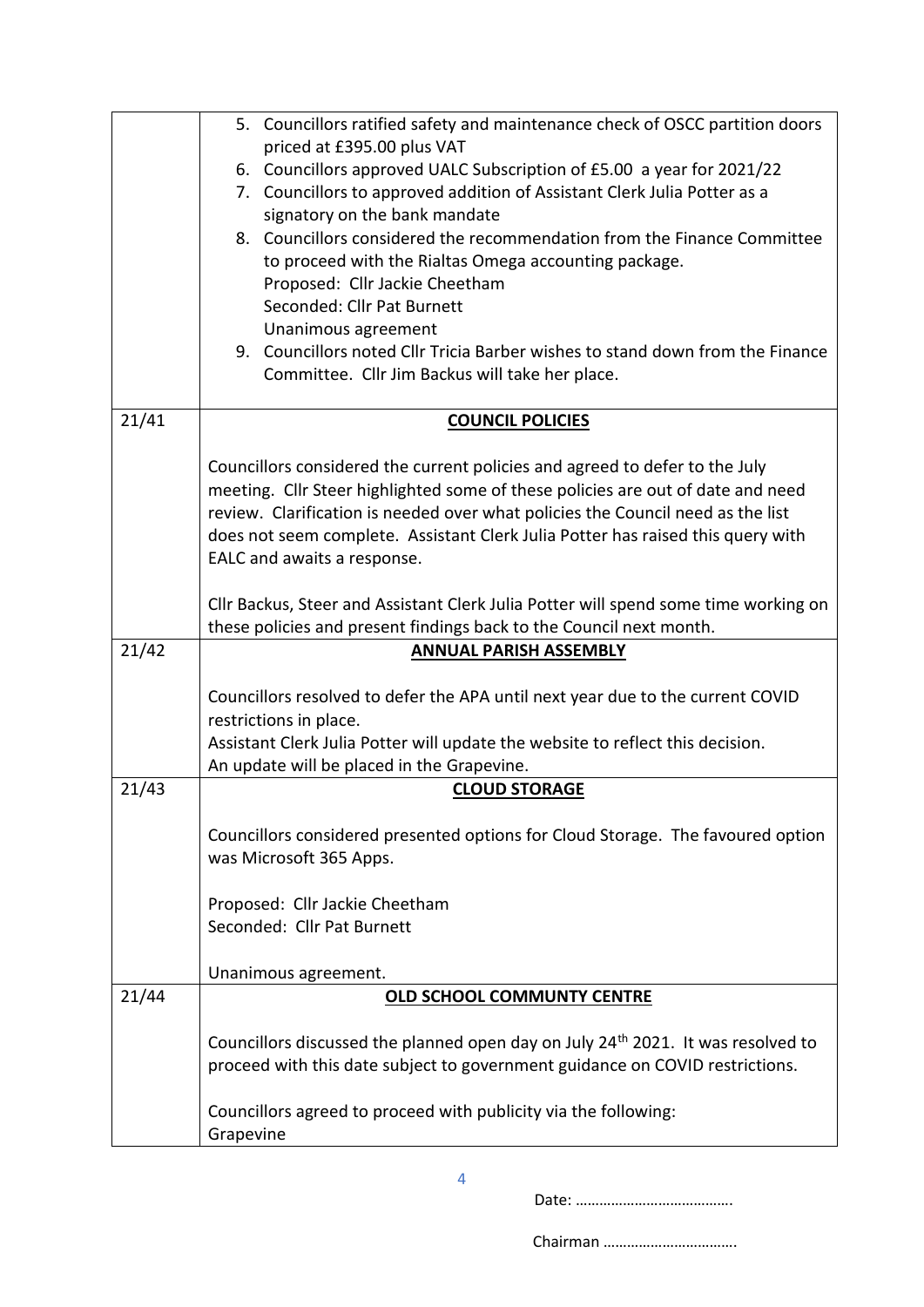| | |
|---|---|
| | 5. Councillors ratified safety and maintenance check of OSCC partition doors priced at £395.00 plus VAT<br>6. Councillors approved UALC Subscription of £5.00 a year for 2021/22<br>7. Councillors to approved addition of Assistant Clerk Julia Potter as a signatory on the bank mandate<br>8. Councillors considered the recommendation from the Finance Committee to proceed with the Rialtas Omega accounting package.<br>Proposed: Cllr Jackie Cheetham<br>Seconded: Cllr Pat Burnett<br>Unanimous agreement<br>9. Councillors noted Cllr Tricia Barber wishes to stand down from the Finance Committee. Cllr Jim Backus will take her place. |
| 21/41 | **COUNCIL POLICIES**<br><br>Councillors considered the current policies and agreed to defer to the July meeting. Cllr Steer highlighted some of these policies are out of date and need review. Clarification is needed over what policies the Council need as the list does not seem complete. Assistant Clerk Julia Potter has raised this query with EALC and awaits a response.<br><br>Cllr Backus, Steer and Assistant Clerk Julia Potter will spend some time working on these policies and present findings back to the Council next month. |
| 21/42 | **ANNUAL PARISH ASSEMBLY**<br><br>Councillors resolved to defer the APA until next year due to the current COVID restrictions in place.<br>Assistant Clerk Julia Potter will update the website to reflect this decision.<br>An update will be placed in the Grapevine. |
| 21/43 | **CLOUD STORAGE**<br><br>Councillors considered presented options for Cloud Storage. The favoured option was Microsoft 365 Apps.<br><br>Proposed: Cllr Jackie Cheetham<br>Seconded: Cllr Pat Burnett<br><br>Unanimous agreement. |
| 21/44 | **OLD SCHOOL COMMUNTY CENTRE**<br><br>Councillors discussed the planned open day on July 24th 2021. It was resolved to proceed with this date subject to government guidance on COVID restrictions.<br><br>Councillors agreed to proceed with publicity via the following:<br>Grapevine |

Date: ………………………………….

Chairman …………………………….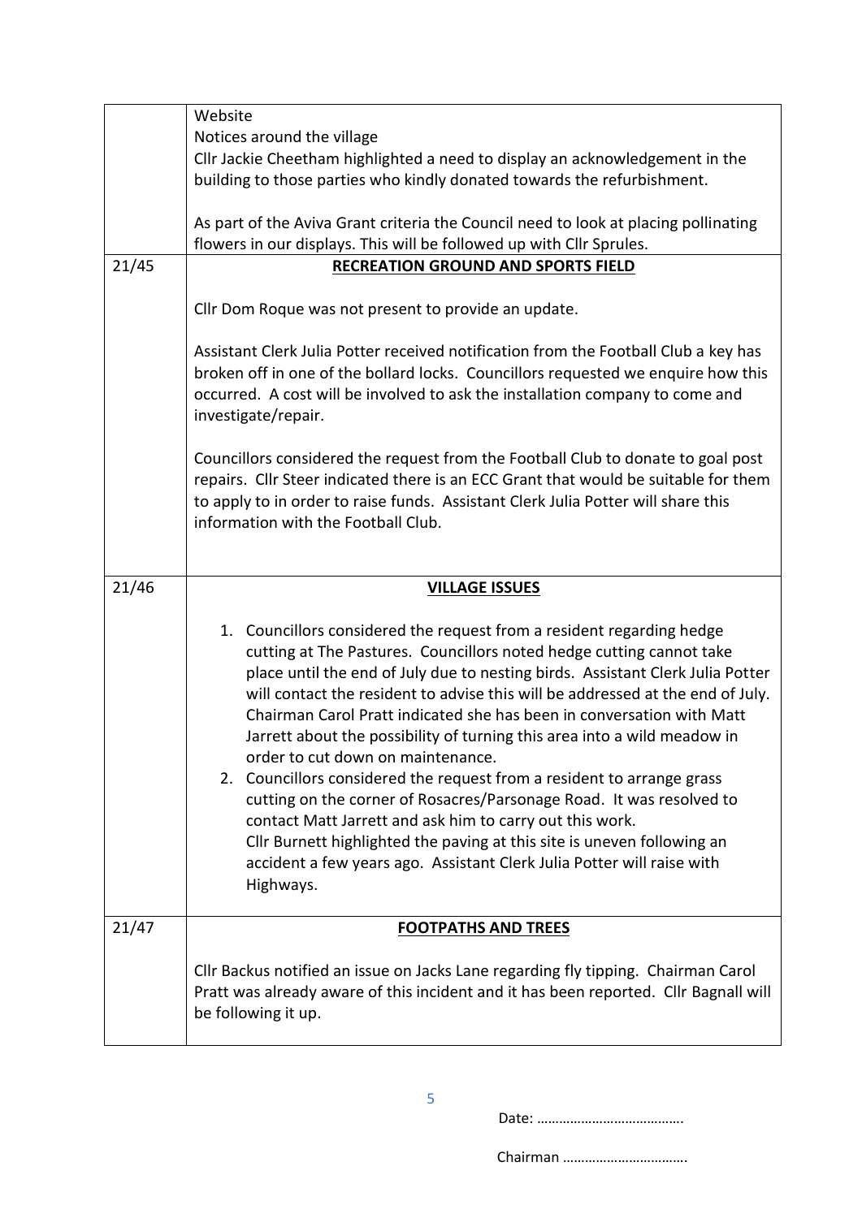|  |  |
|---|---|
|  | Website<br>Notices around the village<br>Cllr Jackie Cheetham highlighted a need to display an acknowledgement in the building to those parties who kindly donated towards the refurbishment.<br><br>As part of the Aviva Grant criteria the Council need to look at placing pollinating flowers in our displays. This will be followed up with Cllr Sprules. |
| 21/45 | **RECREATION GROUND AND SPORTS FIELD**<br><br>Cllr Dom Roque was not present to provide an update.<br><br>Assistant Clerk Julia Potter received notification from the Football Club a key has broken off in one of the bollard locks. Councillors requested we enquire how this occurred. A cost will be involved to ask the installation company to come and investigate/repair.<br><br>Councillors considered the request from the Football Club to donate to goal post repairs. Cllr Steer indicated there is an ECC Grant that would be suitable for them to apply to in order to raise funds. Assistant Clerk Julia Potter will share this information with the Football Club. |
| 21/46 | **VILLAGE ISSUES**<br><br>1. Councillors considered the request from a resident regarding hedge cutting at The Pastures. Councillors noted hedge cutting cannot take place until the end of July due to nesting birds. Assistant Clerk Julia Potter will contact the resident to advise this will be addressed at the end of July. Chairman Carol Pratt indicated she has been in conversation with Matt Jarrett about the possibility of turning this area into a wild meadow in order to cut down on maintenance.<br>2. Councillors considered the request from a resident to arrange grass cutting on the corner of Rosacres/Parsonage Road. It was resolved to contact Matt Jarrett and ask him to carry out this work. Cllr Burnett highlighted the paving at this site is uneven following an accident a few years ago. Assistant Clerk Julia Potter will raise with Highways. |
| 21/47 | **FOOTPATHS AND TREES**<br><br>Cllr Backus notified an issue on Jacks Lane regarding fly tipping. Chairman Carol Pratt was already aware of this incident and it has been reported. Cllr Bagnall will be following it up. |

Date: ………………………………….

Chairman …………………………….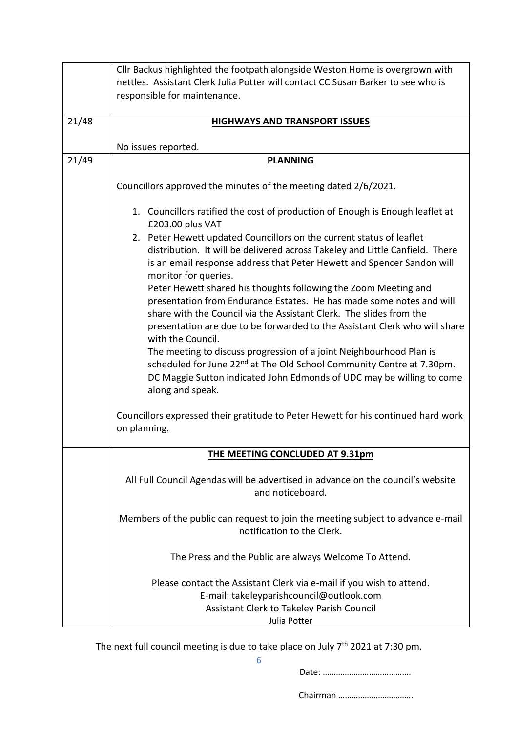| | |
|---|---|
| | Cllr Backus highlighted the footpath alongside Weston Home is overgrown with nettles. Assistant Clerk Julia Potter will contact CC Susan Barker to see who is responsible for maintenance. |
| 21/48 | **HIGHWAYS AND TRANSPORT ISSUES**<br><br>No issues reported. |
| 21/49 | **PLANNING**<br><br>Councillors approved the minutes of the meeting dated 2/6/2021.<br><br>1. Councillors ratified the cost of production of Enough is Enough leaflet at £203.00 plus VAT<br>2. Peter Hewett updated Councillors on the current status of leaflet distribution. It will be delivered across Takeley and Little Canfield. There is an email response address that Peter Hewett and Spencer Sandon will monitor for queries.<br>Peter Hewett shared his thoughts following the Zoom Meeting and presentation from Endurance Estates. He has made some notes and will share with the Council via the Assistant Clerk. The slides from the presentation are due to be forwarded to the Assistant Clerk who will share with the Council.<br>The meeting to discuss progression of a joint Neighbourhood Plan is scheduled for June 22nd at The Old School Community Centre at 7.30pm. DC Maggie Sutton indicated John Edmonds of UDC may be willing to come along and speak.<br><br>Councillors expressed their gratitude to Peter Hewett for his continued hard work on planning. |
| | **THE MEETING CONCLUDED AT 9.31pm**<br><br>All Full Council Agendas will be advertised in advance on the council's website and noticeboard.<br><br>Members of the public can request to join the meeting subject to advance e-mail notification to the Clerk.<br><br>The Press and the Public are always Welcome To Attend.<br><br>Please contact the Assistant Clerk via e-mail if you wish to attend.<br>E-mail: takeleyparishcouncil@outlook.com<br>Assistant Clerk to Takeley Parish Council<br>Julia Potter |

The next full council meeting is due to take place on July 7th 2021 at 7:30 pm.

Date: ………………………………….

Chairman …………………………….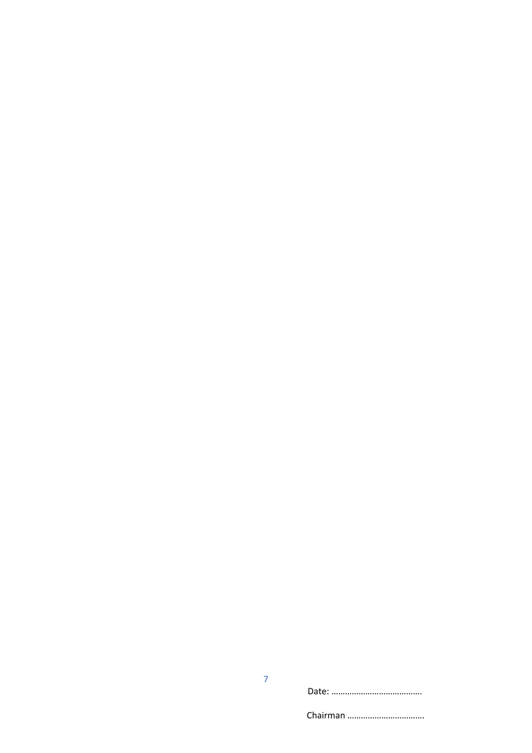Date: …………………………………

Chairman ……………………………